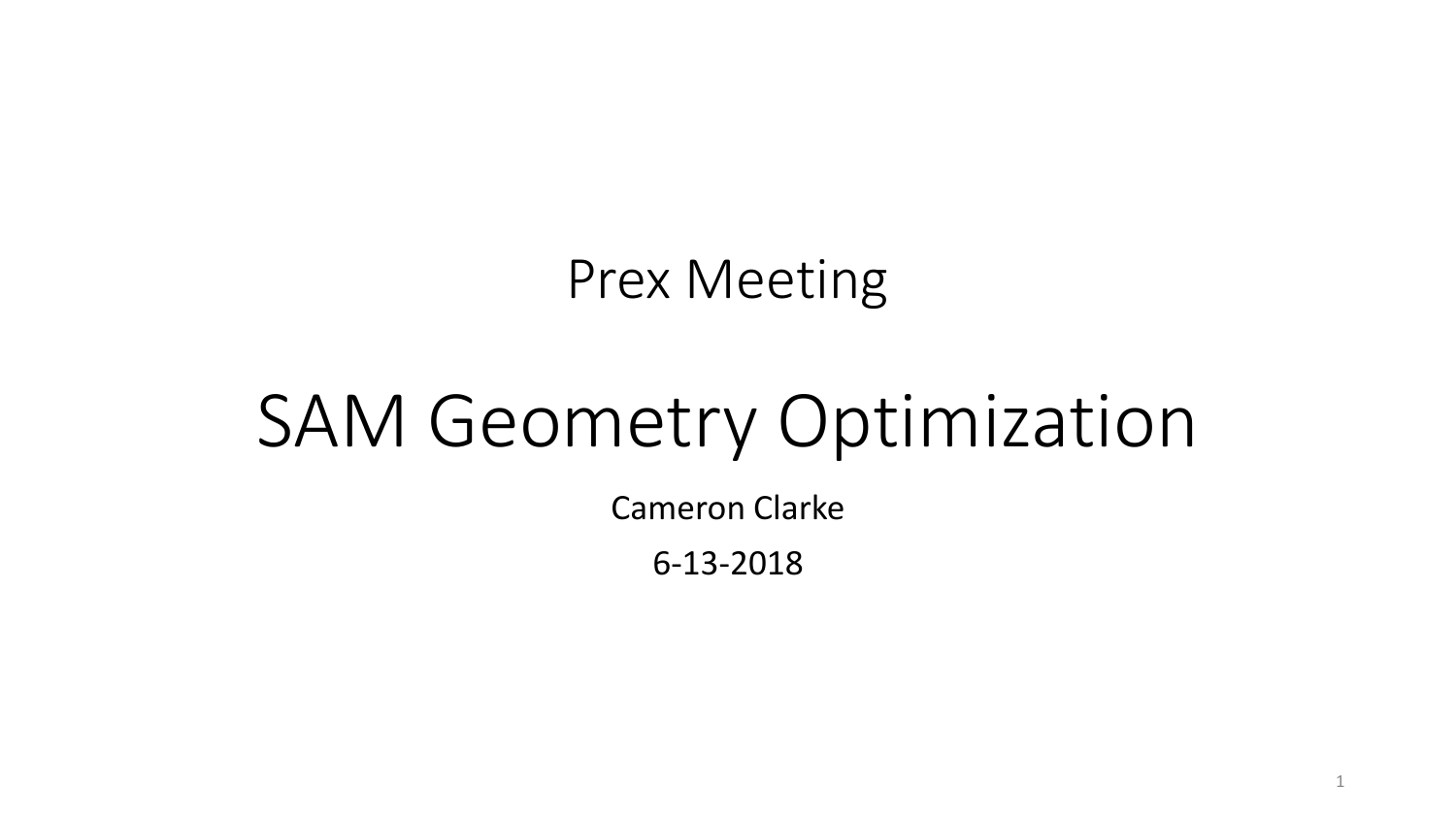Prex Meeting

# SAM Geometry Optimization

Cameron Clarke

6-13-2018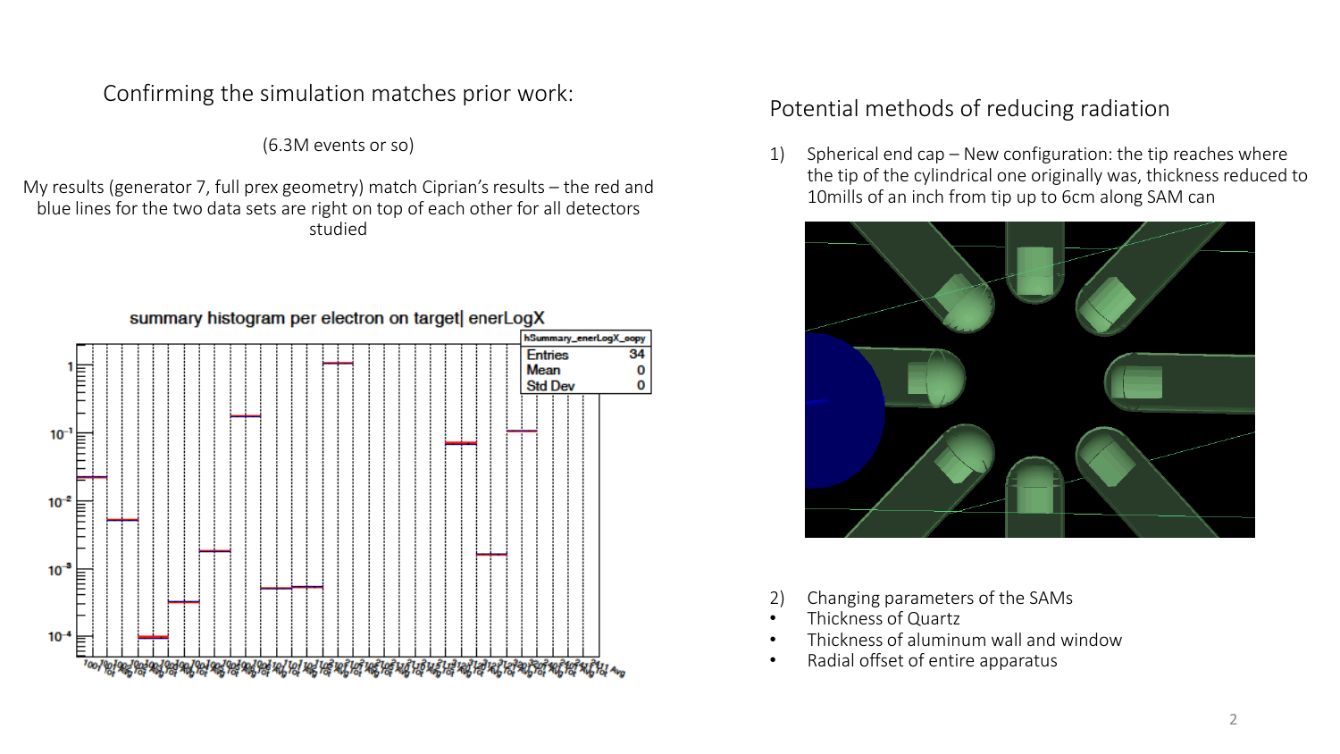## Confirming the simulation matches prior work:

(6.3M events or so)

My results (generator 7, full prex geometry) match Ciprian's results – the red and blue lines for the two data sets are right on top of each other for all detectors studied

## Potential methods of reducing radiation

1) Spherical end cap – New configuration: the tip reaches where the tip of the cylindrical one originally was, thickness reduced to 10mills of an inch from tip up to 6cm along SAM can

2) Changing parameters of the SAMs

- Thickness of Quartz
- Thickness of aluminum wall and window
- Radial offset of entire apparatus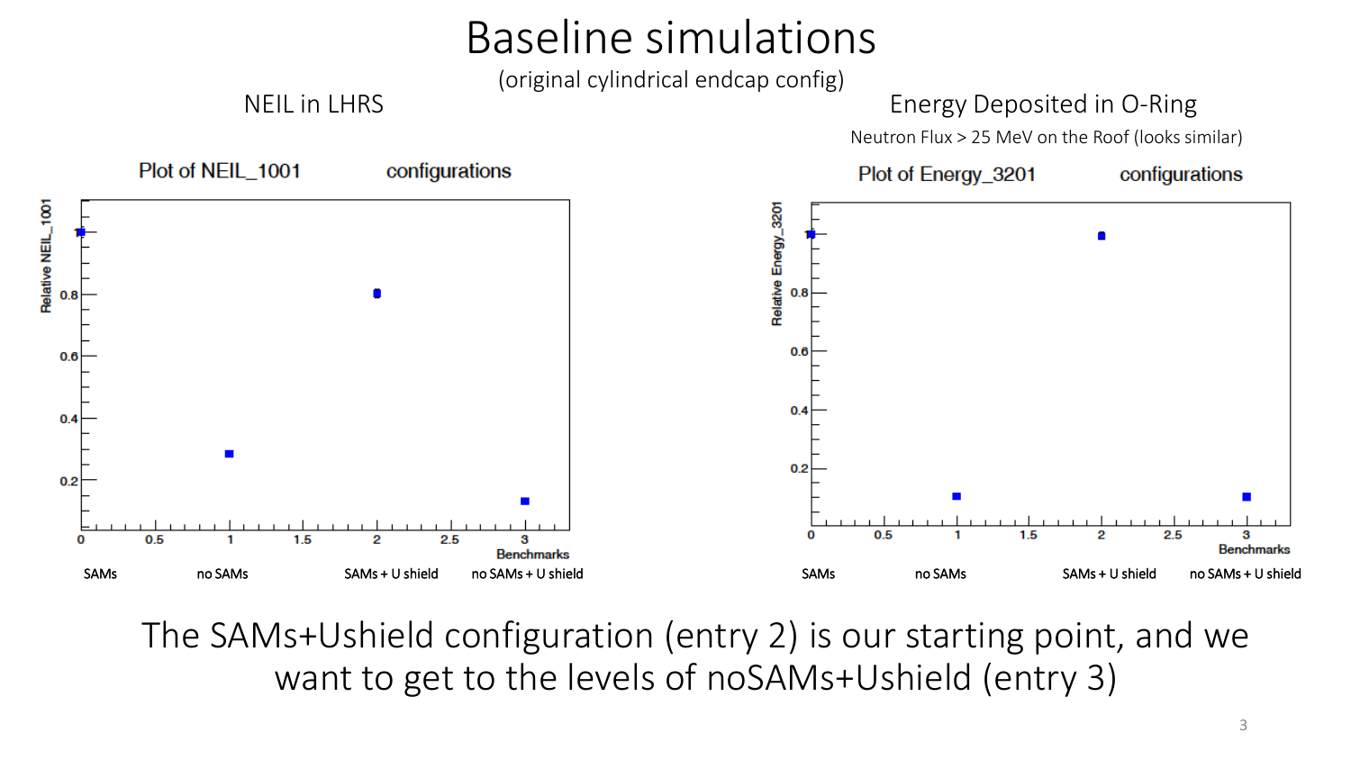# Baseline simulations

(original cylindrical endcap config)

## NEIL in LHRS

Plot of NEIL_1001 configurations

Relative NEIL_1001

Benchmarks

SAMs | no SAMs | SAMs + U shield | no SAMs + U shield

## Energy Deposited in O-Ring

Neutron Flux > 25 MeV on the Roof (looks similar)

Plot of Energy_3201 configurations

Relative Energy_3201

Benchmarks

SAMs | no SAMs | SAMs + U shield | no SAMs + U shield

The SAMs+Ushield configuration (entry 2) is our starting point, and we want to get to the levels of noSAMs+Ushield (entry 3)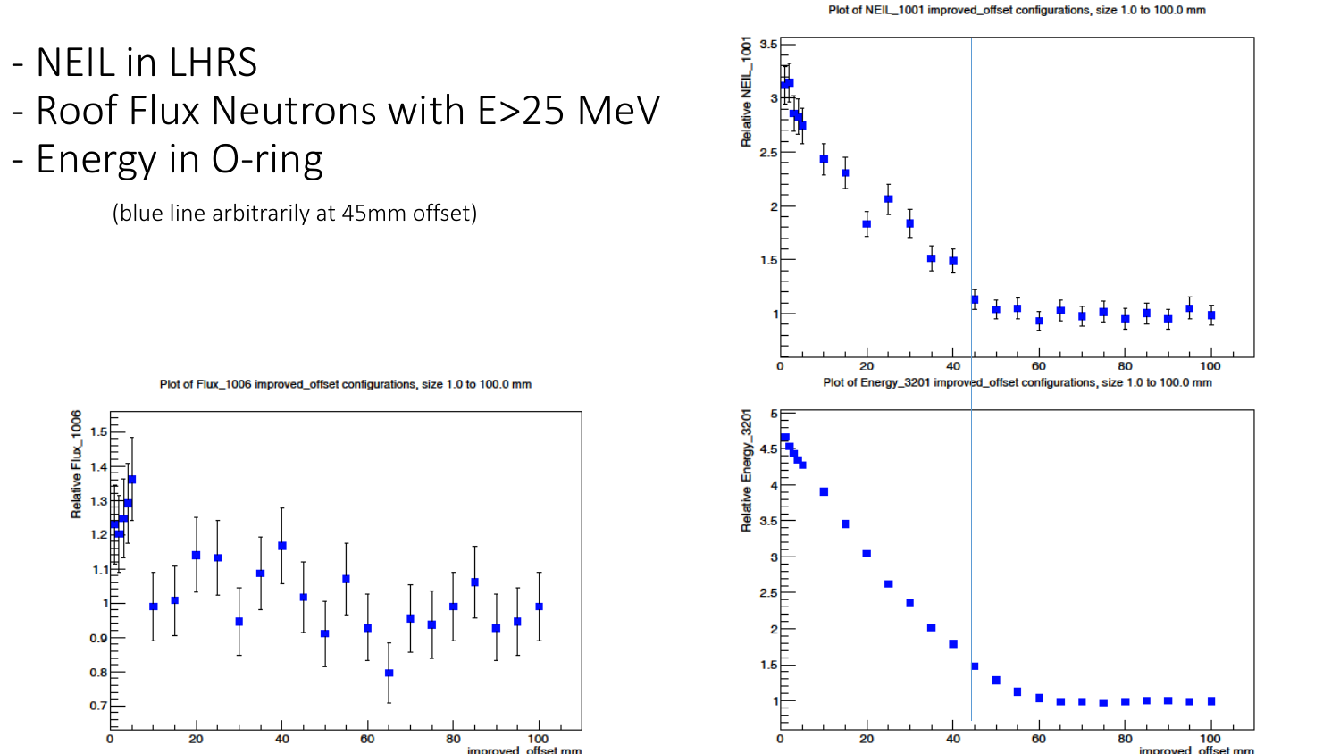- NEIL in LHRS
- Roof Flux Neutrons with E>25 MeV
- Energy in O-ring

(blue line arbitrarily at 45mm offset)

Plot of NEIL_1001 improved_offset configurations, size 1.0 to 100.0 mm

Plot of Flux_1006 improved_offset configurations, size 1.0 to 100.0 mm

Plot of Energy_3201 improved_offset configurations, size 1.0 to 100.0 mm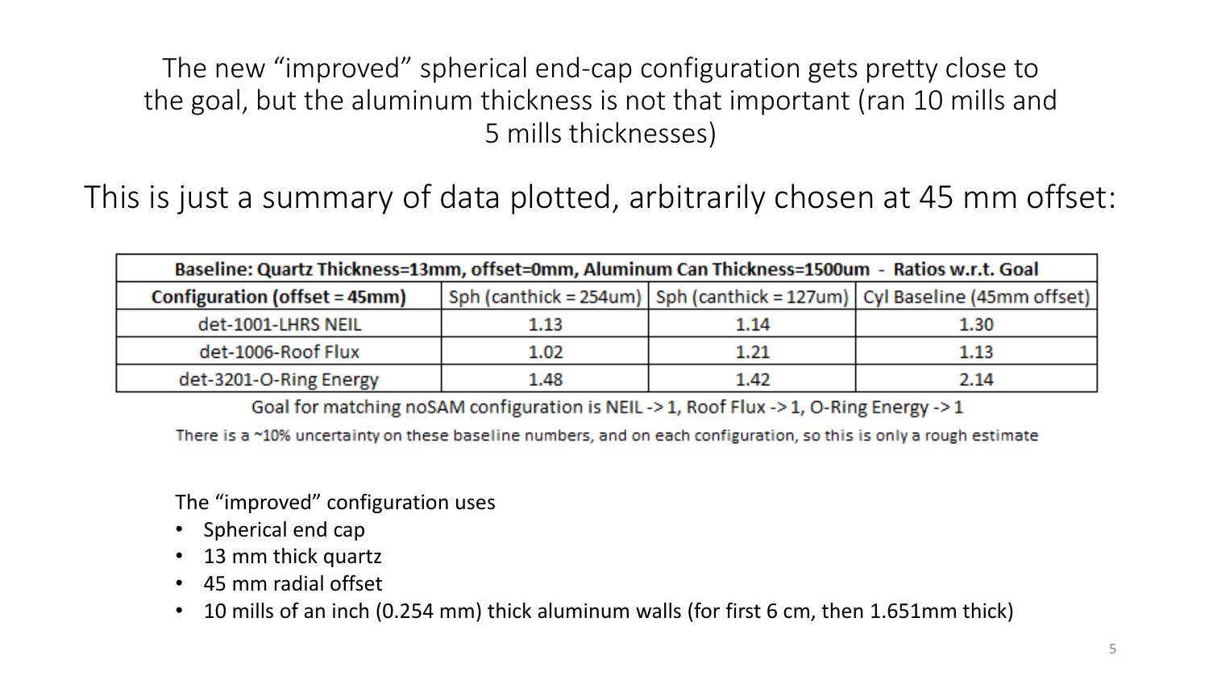The new "improved" spherical end-cap configuration gets pretty close to the goal, but the aluminum thickness is not that important (ran 10 mills and 5 mills thicknesses)

This is just a summary of data plotted, arbitrarily chosen at 45 mm offset:

| **Baseline: Quartz Thickness=13mm, offset=0mm, Aluminum Can Thickness=1500um - Ratios w.r.t. Goal** | | | |
|---|---|---|---|
| **Configuration (offset = 45mm)** | Sph (canthick = 254um) | Sph (canthick = 127um) | Cyl Baseline (45mm offset) |
| det-1001-LHRS NEIL | 1.13 | 1.14 | 1.30 |
| det-1006-Roof Flux | 1.02 | 1.21 | 1.13 |
| det-3201-O-Ring Energy | 1.48 | 1.42 | 2.14 |

Goal for matching noSAM configuration is NEIL -> 1, Roof Flux -> 1, O-Ring Energy -> 1

There is a ~10% uncertainty on these baseline numbers, and on each configuration, so this is only a rough estimate

The "improved" configuration uses

- Spherical end cap
- 13 mm thick quartz
- 45 mm radial offset
- 10 mills of an inch (0.254 mm) thick aluminum walls (for first 6 cm, then 1.651mm thick)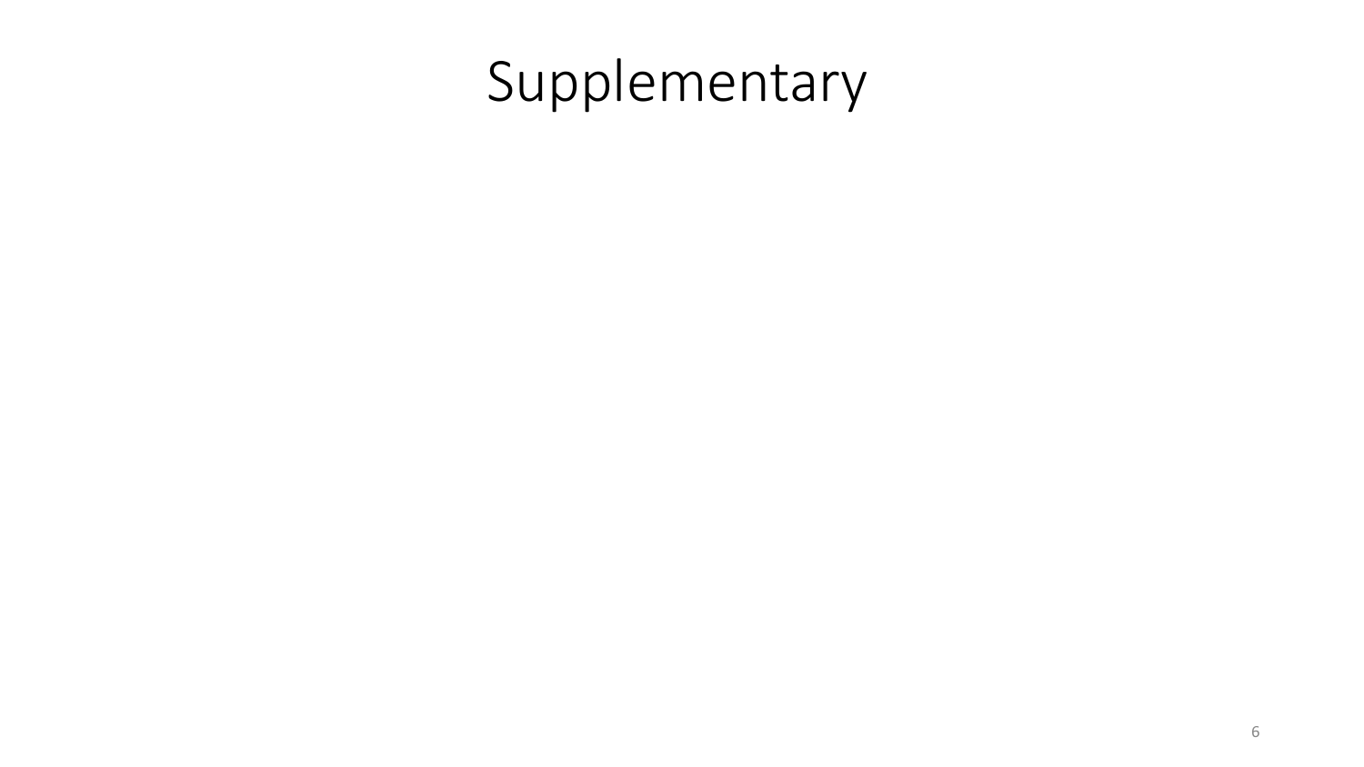# Supplementary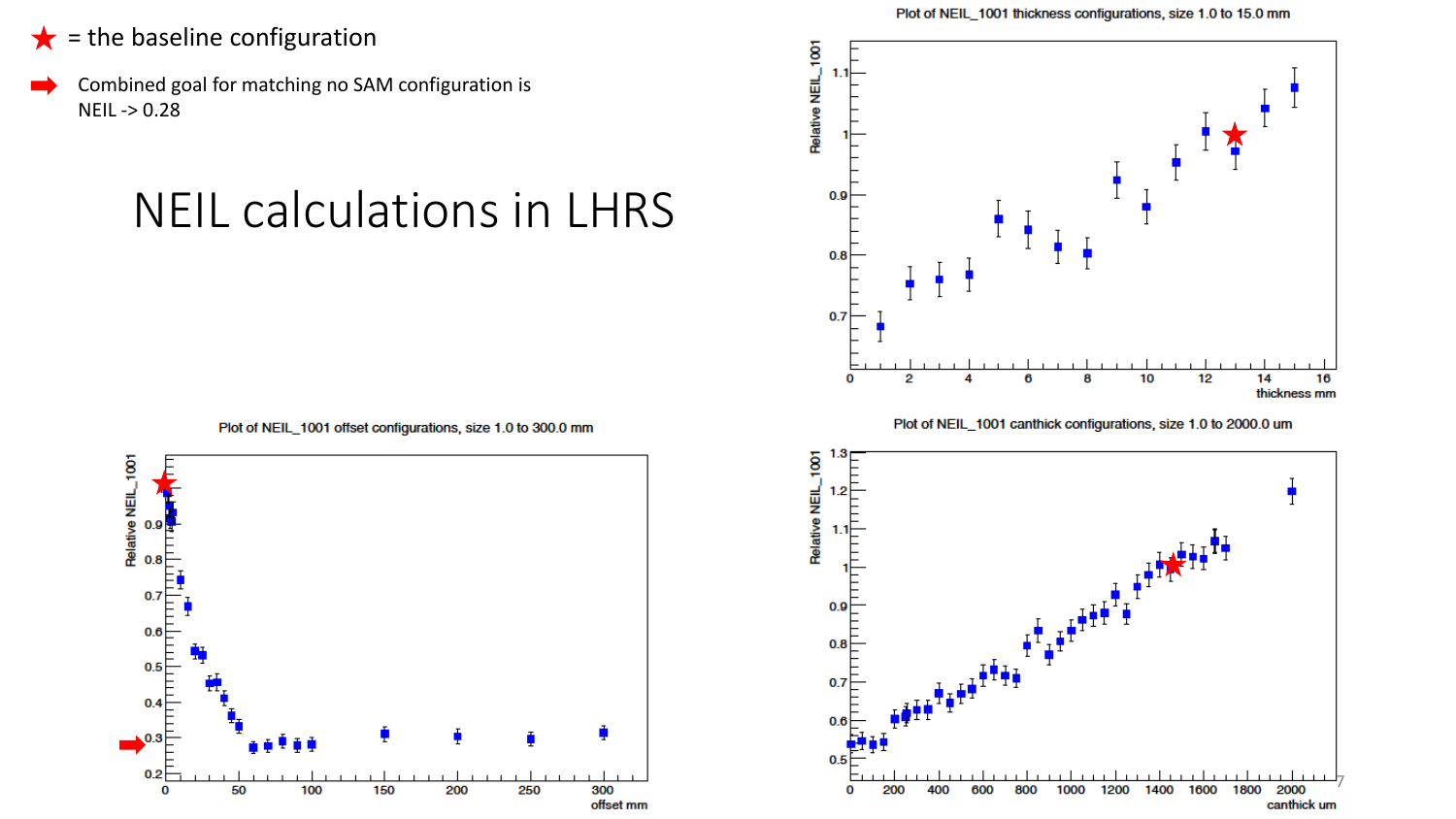★ = the baseline configuration

➡ Combined goal for matching no SAM configuration is NEIL -> 0.28

# NEIL calculations in LHRS

Plot of NEIL_1001 thickness configurations, size 1.0 to 15.0 mm

Plot of NEIL_1001 offset configurations, size 1.0 to 300.0 mm

Plot of NEIL_1001 canthick configurations, size 1.0 to 2000.0 um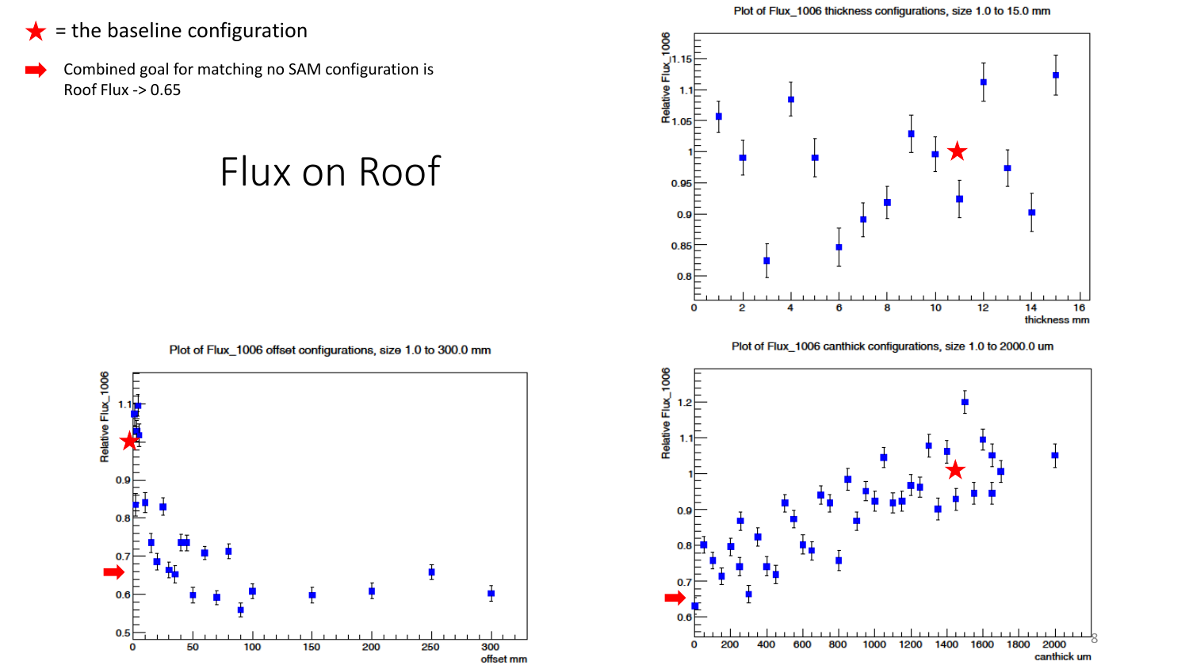★ = the baseline configuration

➡ Combined goal for matching no SAM configuration is Roof Flux -> 0.65

# Flux on Roof

Plot of Flux_1006 thickness configurations, size 1.0 to 15.0 mm

Plot of Flux_1006 offset configurations, size 1.0 to 300.0 mm

Plot of Flux_1006 canthick configurations, size 1.0 to 2000.0 um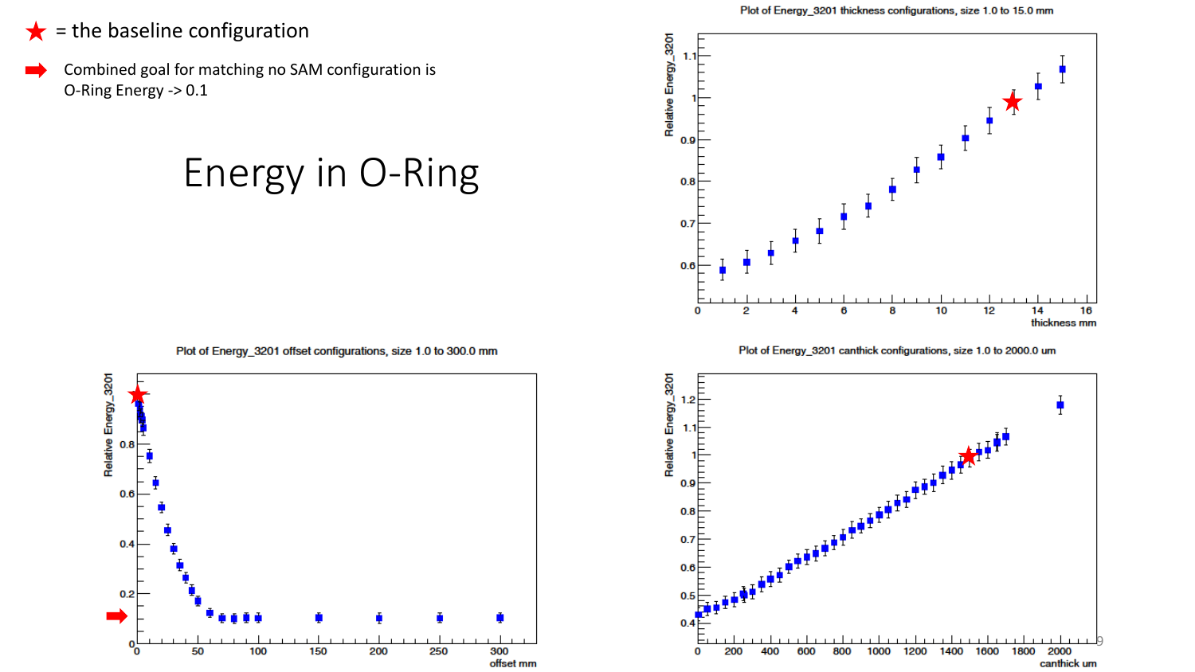★ = the baseline configuration

➡ Combined goal for matching no SAM configuration is O-Ring Energy -> 0.1

# Energy in O-Ring

Plot of Energy_3201 thickness configurations, size 1.0 to 15.0 mm

Plot of Energy_3201 offset configurations, size 1.0 to 300.0 mm

Plot of Energy_3201 canthick configurations, size 1.0 to 2000.0 um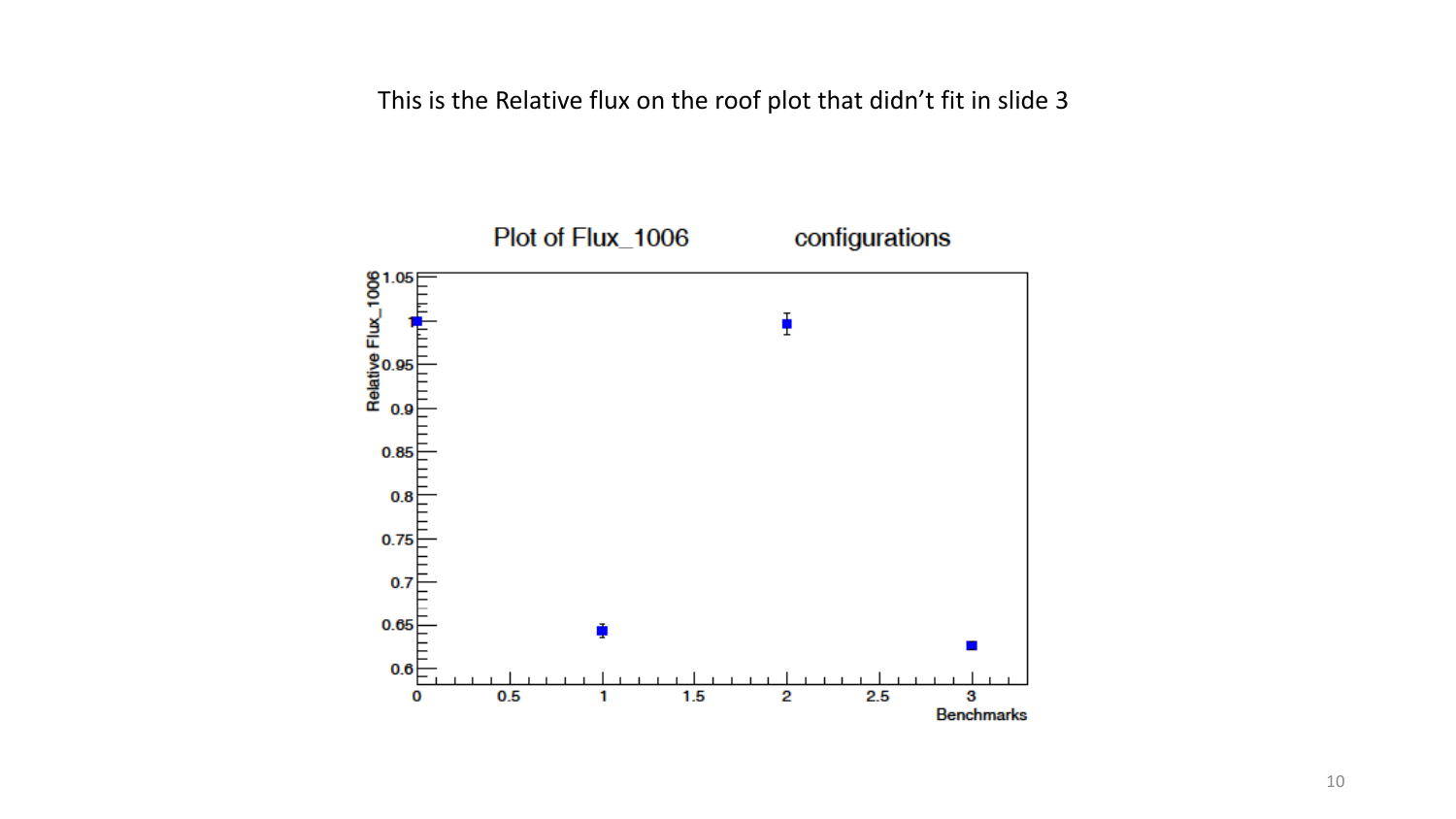This is the Relative flux on the roof plot that didn't fit in slide 3

Plot of Flux_1006 configurations

Relative Flux_1006

Benchmarks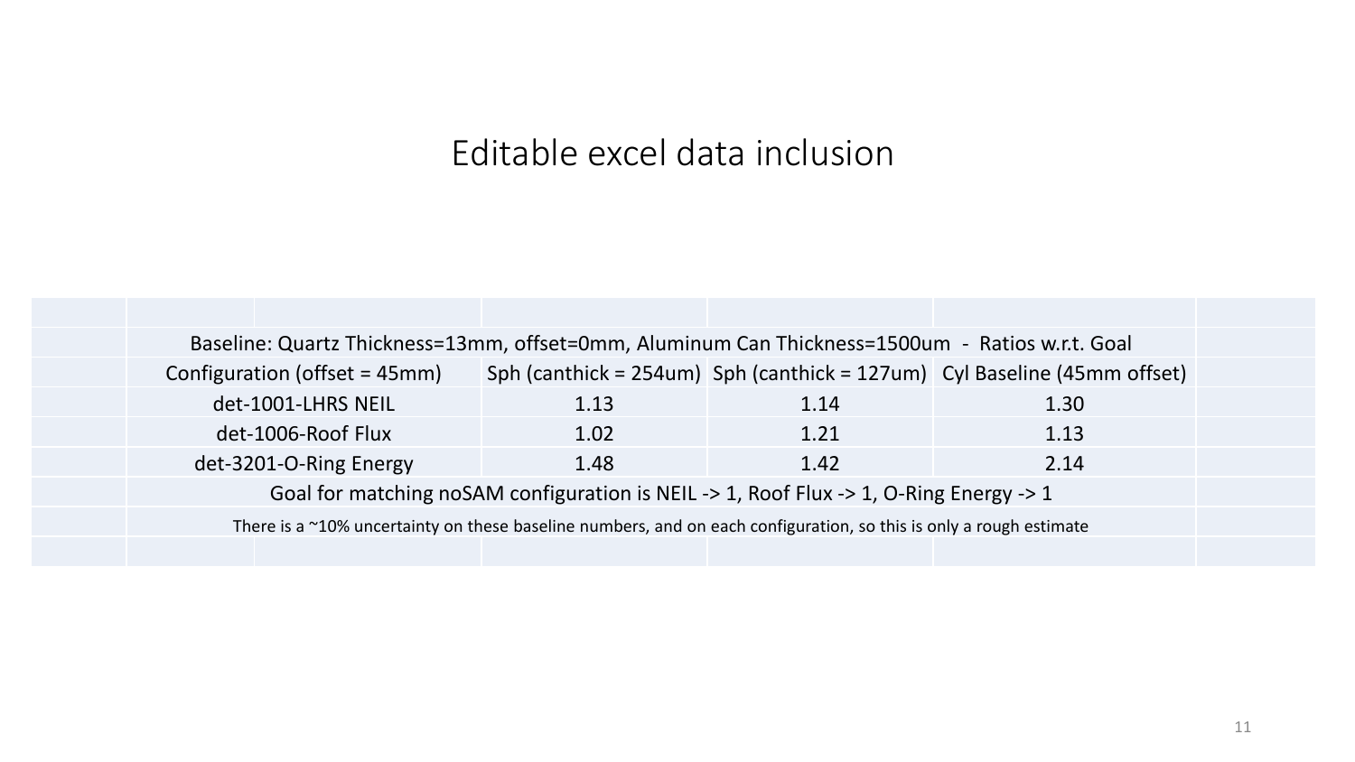# Editable excel data inclusion

| | | | |
|---|---|---|---|
| Baseline: Quartz Thickness=13mm, offset=0mm, Aluminum Can Thickness=1500um - Ratios w.r.t. Goal | | | |
| Configuration (offset = 45mm) | Sph (canthick = 254um) | Sph (canthick = 127um) | Cyl Baseline (45mm offset) |
| det-1001-LHRS NEIL | 1.13 | 1.14 | 1.30 |
| det-1006-Roof Flux | 1.02 | 1.21 | 1.13 |
| det-3201-O-Ring Energy | 1.48 | 1.42 | 2.14 |
| Goal for matching noSAM configuration is NEIL -> 1, Roof Flux -> 1, O-Ring Energy -> 1 | | | |
| There is a ~10% uncertainty on these baseline numbers, and on each configuration, so this is only a rough estimate | | | |